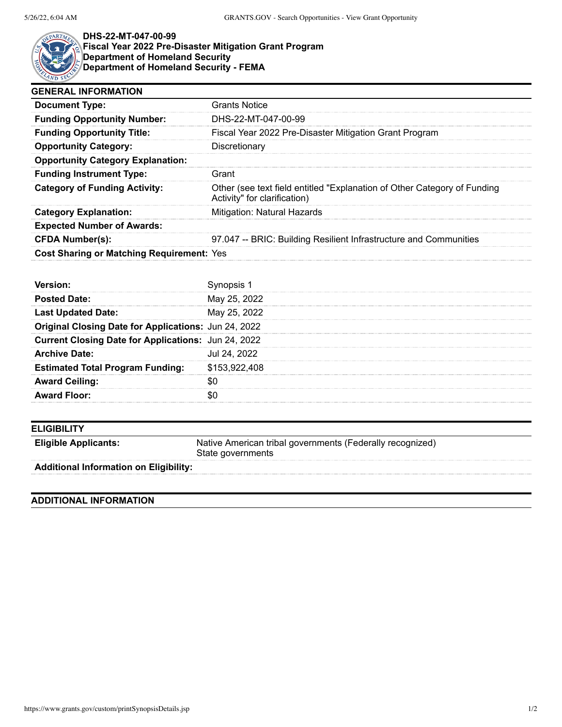# DHS-22-MT-047-00-99
## Fiscal Year 2022 Pre-Disaster Mitigation Grant Program
## Department of Homeland Security
## Department of Homeland Security - FEMA

## GENERAL INFORMATION

| | |
|---|---|
| **Document Type:** | Grants Notice |
| **Funding Opportunity Number:** | DHS-22-MT-047-00-99 |
| **Funding Opportunity Title:** | Fiscal Year 2022 Pre-Disaster Mitigation Grant Program |
| **Opportunity Category:** | Discretionary |
| **Opportunity Category Explanation:** | |
| **Funding Instrument Type:** | Grant |
| **Category of Funding Activity:** | Other (see text field entitled "Explanation of Other Category of Funding Activity" for clarification) |
| **Category Explanation:** | Mitigation: Natural Hazards |
| **Expected Number of Awards:** | |
| **CFDA Number(s):** | 97.047 -- BRIC: Building Resilient Infrastructure and Communities |
| **Cost Sharing or Matching Requirement:** | Yes |

| | |
|---|---|
| **Version:** | Synopsis 1 |
| **Posted Date:** | May 25, 2022 |
| **Last Updated Date:** | May 25, 2022 |
| **Original Closing Date for Applications:** | Jun 24, 2022 |
| **Current Closing Date for Applications:** | Jun 24, 2022 |
| **Archive Date:** | Jul 24, 2022 |
| **Estimated Total Program Funding:** | $153,922,408 |
| **Award Ceiling:** | $0 |
| **Award Floor:** | $0 |

## ELIGIBILITY

| | |
|---|---|
| **Eligible Applicants:** | Native American tribal governments (Federally recognized)<br>State governments |
| **Additional Information on Eligibility:** | |

## ADDITIONAL INFORMATION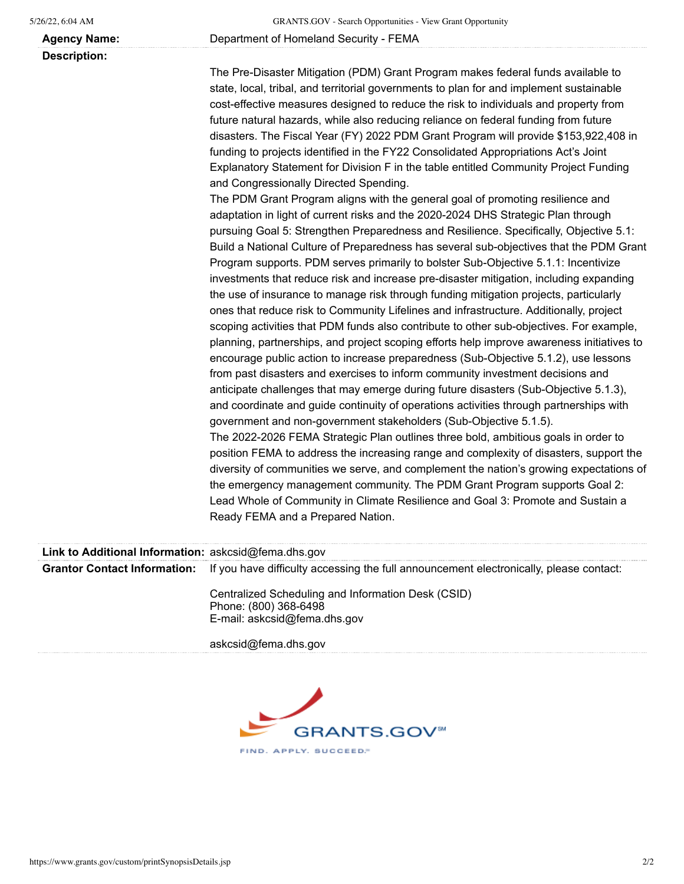**Agency Name:** Department of Homeland Security - FEMA

**Description:**

The Pre-Disaster Mitigation (PDM) Grant Program makes federal funds available to state, local, tribal, and territorial governments to plan for and implement sustainable cost-effective measures designed to reduce the risk to individuals and property from future natural hazards, while also reducing reliance on federal funding from future disasters. The Fiscal Year (FY) 2022 PDM Grant Program will provide $153,922,408 in funding to projects identified in the FY22 Consolidated Appropriations Act's Joint Explanatory Statement for Division F in the table entitled Community Project Funding and Congressionally Directed Spending.

The PDM Grant Program aligns with the general goal of promoting resilience and adaptation in light of current risks and the 2020-2024 DHS Strategic Plan through pursuing Goal 5: Strengthen Preparedness and Resilience. Specifically, Objective 5.1: Build a National Culture of Preparedness has several sub-objectives that the PDM Grant Program supports. PDM serves primarily to bolster Sub-Objective 5.1.1: Incentivize investments that reduce risk and increase pre-disaster mitigation, including expanding the use of insurance to manage risk through funding mitigation projects, particularly ones that reduce risk to Community Lifelines and infrastructure. Additionally, project scoping activities that PDM funds also contribute to other sub-objectives. For example, planning, partnerships, and project scoping efforts help improve awareness initiatives to encourage public action to increase preparedness (Sub-Objective 5.1.2), use lessons from past disasters and exercises to inform community investment decisions and anticipate challenges that may emerge during future disasters (Sub-Objective 5.1.3), and coordinate and guide continuity of operations activities through partnerships with government and non-government stakeholders (Sub-Objective 5.1.5).

The 2022-2026 FEMA Strategic Plan outlines three bold, ambitious goals in order to position FEMA to address the increasing range and complexity of disasters, support the diversity of communities we serve, and complement the nation's growing expectations of the emergency management community. The PDM Grant Program supports Goal 2: Lead Whole of Community in Climate Resilience and Goal 3: Promote and Sustain a Ready FEMA and a Prepared Nation.

**Link to Additional Information:** askcsid@fema.dhs.gov

**Grantor Contact Information:** If you have difficulty accessing the full announcement electronically, please contact:

Centralized Scheduling and Information Desk (CSID)
Phone: (800) 368-6498
E-mail: askcsid@fema.dhs.gov

askcsid@fema.dhs.gov

GRANTS.GOV℠
FIND. APPLY. SUCCEED.℠